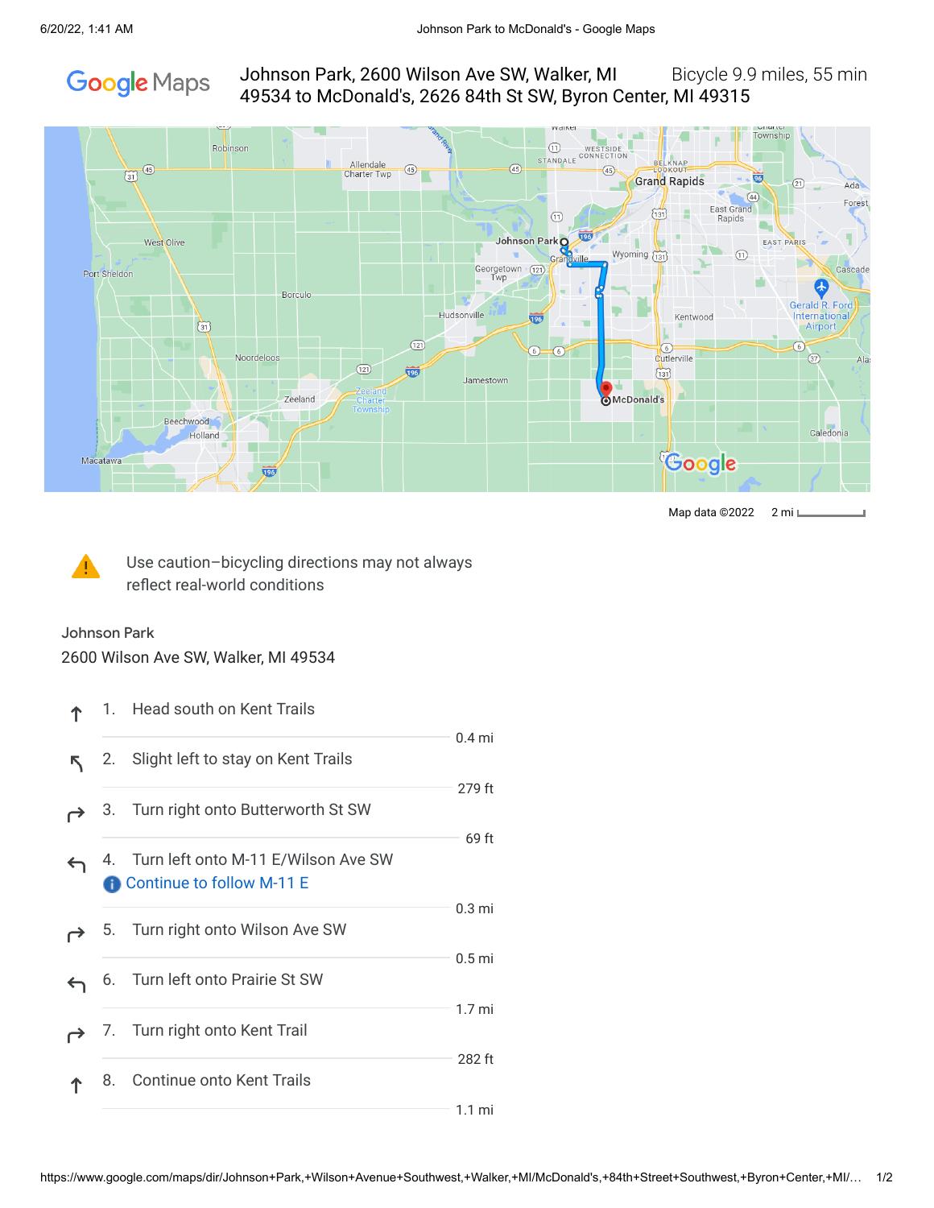Johnson Park, 2600 Wilson Ave SW, Walker, MI 49534 to McDonald's, 2626 84th St SW, Byron Center, MI 49315

Bicycle 9.9 miles, 55 min

Map data ©2022 2 mi

Use caution–bicycling directions may not always reflect real-world conditions

Johnson Park

2600 Wilson Ave SW, Walker, MI 49534

1. Head south on Kent Trails

   0.4 mi

2. Slight left to stay on Kent Trails

   279 ft

3. Turn right onto Butterworth St SW

   69 ft

4. Turn left onto M-11 E/Wilson Ave SW

   Continue to follow M-11 E

   0.3 mi

5. Turn right onto Wilson Ave SW

   0.5 mi

6. Turn left onto Prairie St SW

   1.7 mi

7. Turn right onto Kent Trail

   282 ft

8. Continue onto Kent Trails

   1.1 mi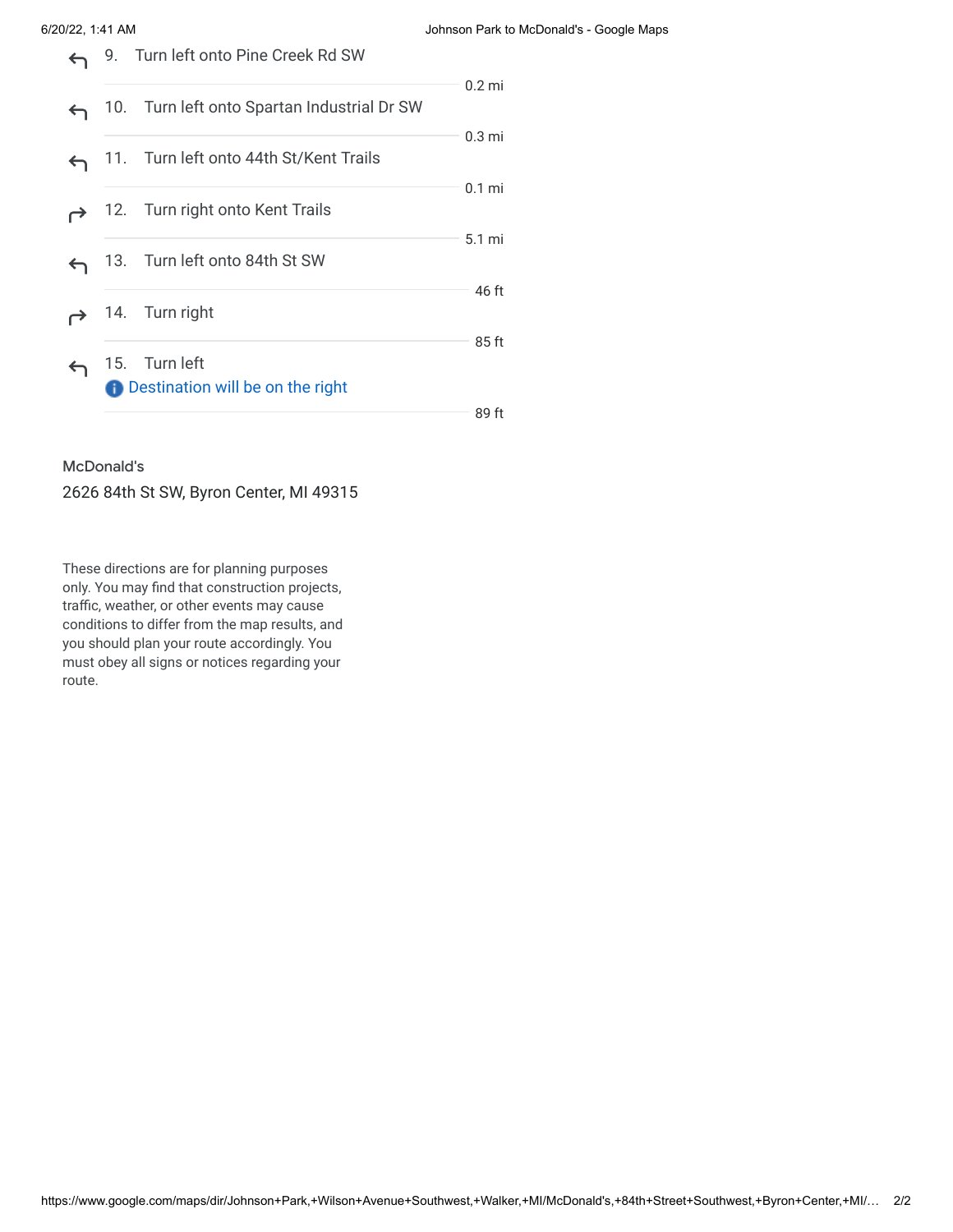9. Turn left onto Pine Creek Rd SW

0.2 mi

10. Turn left onto Spartan Industrial Dr SW

0.3 mi

11. Turn left onto 44th St/Kent Trails

0.1 mi

12. Turn right onto Kent Trails

5.1 mi

13. Turn left onto 84th St SW

46 ft

14. Turn right

85 ft

15. Turn left

Destination will be on the right

89 ft

McDonald's

2626 84th St SW, Byron Center, MI 49315

These directions are for planning purposes only. You may find that construction projects, traffic, weather, or other events may cause conditions to differ from the map results, and you should plan your route accordingly. You must obey all signs or notices regarding your route.